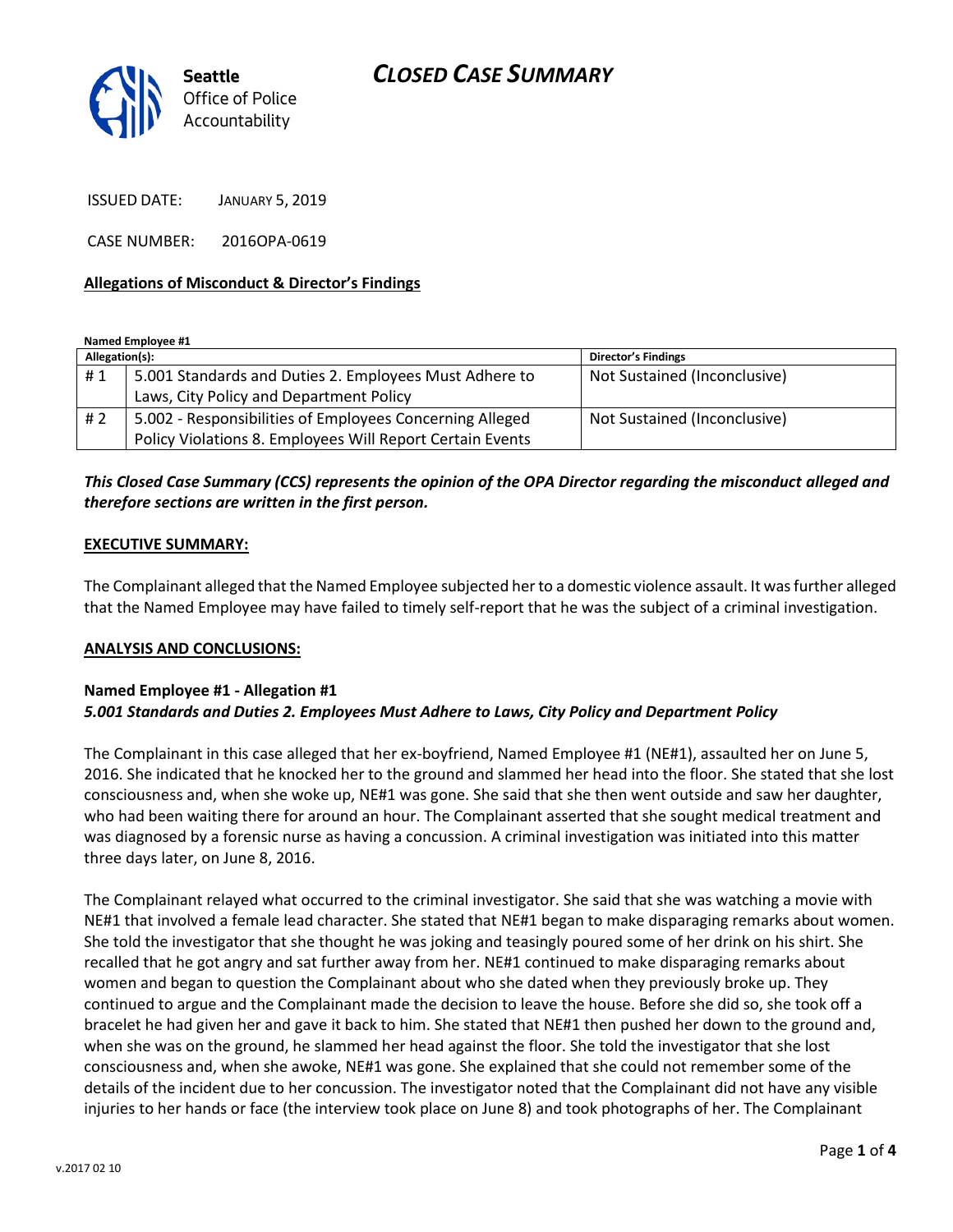# CLOSED CASE SUMMARY

Seattle Office of Police Accountability

ISSUED DATE: JANUARY 5, 2019

CASE NUMBER: 2016OPA-0619

**Allegations of Misconduct & Director's Findings**

**Named Employee #1**

| Allegation(s): | | Director's Findings |
|---|---|---|
| # 1 | 5.001 Standards and Duties 2. Employees Must Adhere to Laws, City Policy and Department Policy | Not Sustained (Inconclusive) |
| # 2 | 5.002 - Responsibilities of Employees Concerning Alleged Policy Violations 8. Employees Will Report Certain Events | Not Sustained (Inconclusive) |

***This Closed Case Summary (CCS) represents the opinion of the OPA Director regarding the misconduct alleged and therefore sections are written in the first person.***

**EXECUTIVE SUMMARY:**

The Complainant alleged that the Named Employee subjected her to a domestic violence assault. It was further alleged that the Named Employee may have failed to timely self-report that he was the subject of a criminal investigation.

**ANALYSIS AND CONCLUSIONS:**

**Named Employee #1 - Allegation #1**
***5.001 Standards and Duties 2. Employees Must Adhere to Laws, City Policy and Department Policy***

The Complainant in this case alleged that her ex-boyfriend, Named Employee #1 (NE#1), assaulted her on June 5, 2016. She indicated that he knocked her to the ground and slammed her head into the floor. She stated that she lost consciousness and, when she woke up, NE#1 was gone. She said that she then went outside and saw her daughter, who had been waiting there for around an hour. The Complainant asserted that she sought medical treatment and was diagnosed by a forensic nurse as having a concussion. A criminal investigation was initiated into this matter three days later, on June 8, 2016.

The Complainant relayed what occurred to the criminal investigator. She said that she was watching a movie with NE#1 that involved a female lead character. She stated that NE#1 began to make disparaging remarks about women. She told the investigator that she thought he was joking and teasingly poured some of her drink on his shirt. She recalled that he got angry and sat further away from her. NE#1 continued to make disparaging remarks about women and began to question the Complainant about who she dated when they previously broke up. They continued to argue and the Complainant made the decision to leave the house. Before she did so, she took off a bracelet he had given her and gave it back to him. She stated that NE#1 then pushed her down to the ground and, when she was on the ground, he slammed her head against the floor. She told the investigator that she lost consciousness and, when she awoke, NE#1 was gone. She explained that she could not remember some of the details of the incident due to her concussion. The investigator noted that the Complainant did not have any visible injuries to her hands or face (the interview took place on June 8) and took photographs of her. The Complainant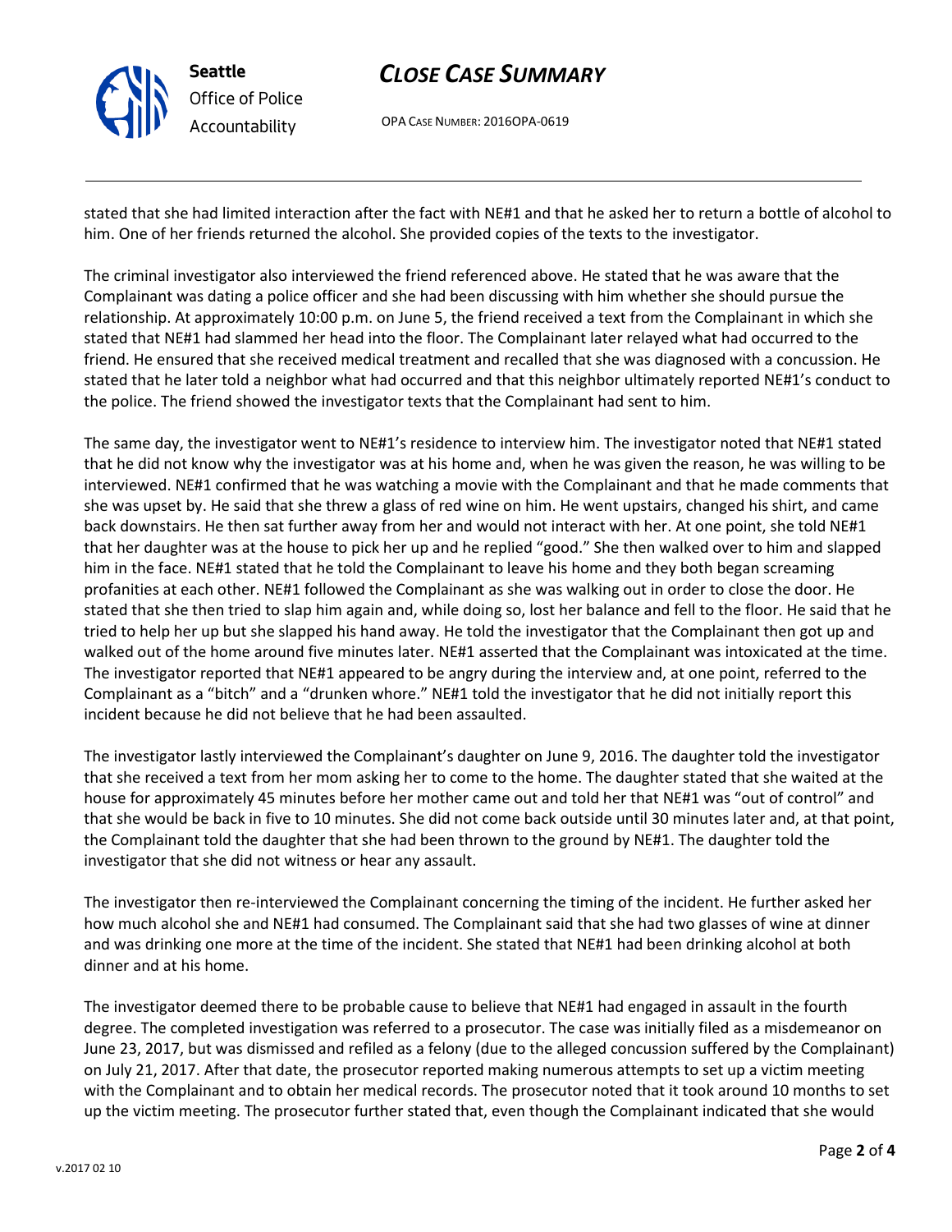stated that she had limited interaction after the fact with NE#1 and that he asked her to return a bottle of alcohol to him. One of her friends returned the alcohol. She provided copies of the texts to the investigator.

The criminal investigator also interviewed the friend referenced above. He stated that he was aware that the Complainant was dating a police officer and she had been discussing with him whether she should pursue the relationship. At approximately 10:00 p.m. on June 5, the friend received a text from the Complainant in which she stated that NE#1 had slammed her head into the floor. The Complainant later relayed what had occurred to the friend. He ensured that she received medical treatment and recalled that she was diagnosed with a concussion. He stated that he later told a neighbor what had occurred and that this neighbor ultimately reported NE#1's conduct to the police. The friend showed the investigator texts that the Complainant had sent to him.

The same day, the investigator went to NE#1's residence to interview him. The investigator noted that NE#1 stated that he did not know why the investigator was at his home and, when he was given the reason, he was willing to be interviewed. NE#1 confirmed that he was watching a movie with the Complainant and that he made comments that she was upset by. He said that she threw a glass of red wine on him. He went upstairs, changed his shirt, and came back downstairs. He then sat further away from her and would not interact with her. At one point, she told NE#1 that her daughter was at the house to pick her up and he replied "good." She then walked over to him and slapped him in the face. NE#1 stated that he told the Complainant to leave his home and they both began screaming profanities at each other. NE#1 followed the Complainant as she was walking out in order to close the door. He stated that she then tried to slap him again and, while doing so, lost her balance and fell to the floor. He said that he tried to help her up but she slapped his hand away. He told the investigator that the Complainant then got up and walked out of the home around five minutes later. NE#1 asserted that the Complainant was intoxicated at the time. The investigator reported that NE#1 appeared to be angry during the interview and, at one point, referred to the Complainant as a "bitch" and a "drunken whore." NE#1 told the investigator that he did not initially report this incident because he did not believe that he had been assaulted.

The investigator lastly interviewed the Complainant's daughter on June 9, 2016. The daughter told the investigator that she received a text from her mom asking her to come to the home. The daughter stated that she waited at the house for approximately 45 minutes before her mother came out and told her that NE#1 was "out of control" and that she would be back in five to 10 minutes. She did not come back outside until 30 minutes later and, at that point, the Complainant told the daughter that she had been thrown to the ground by NE#1. The daughter told the investigator that she did not witness or hear any assault.

The investigator then re-interviewed the Complainant concerning the timing of the incident. He further asked her how much alcohol she and NE#1 had consumed. The Complainant said that she had two glasses of wine at dinner and was drinking one more at the time of the incident. She stated that NE#1 had been drinking alcohol at both dinner and at his home.

The investigator deemed there to be probable cause to believe that NE#1 had engaged in assault in the fourth degree. The completed investigation was referred to a prosecutor. The case was initially filed as a misdemeanor on June 23, 2017, but was dismissed and refiled as a felony (due to the alleged concussion suffered by the Complainant) on July 21, 2017. After that date, the prosecutor reported making numerous attempts to set up a victim meeting with the Complainant and to obtain her medical records. The prosecutor noted that it took around 10 months to set up the victim meeting. The prosecutor further stated that, even though the Complainant indicated that she would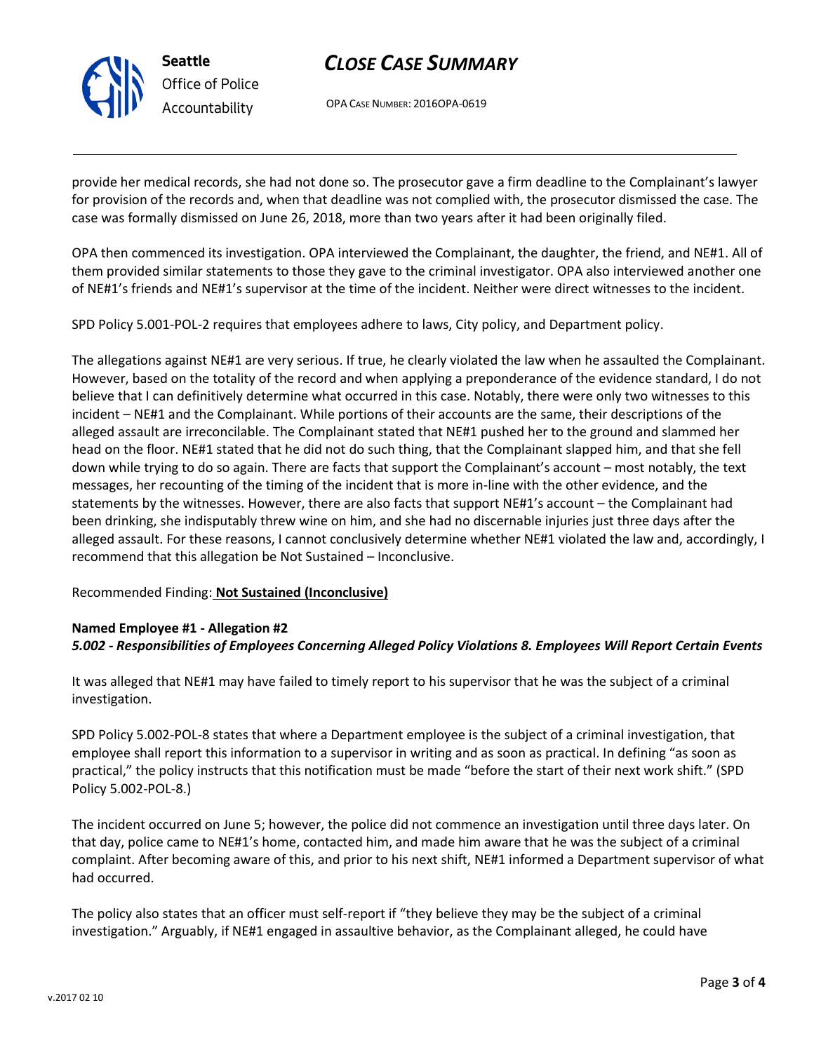provide her medical records, she had not done so. The prosecutor gave a firm deadline to the Complainant's lawyer for provision of the records and, when that deadline was not complied with, the prosecutor dismissed the case. The case was formally dismissed on June 26, 2018, more than two years after it had been originally filed.

OPA then commenced its investigation. OPA interviewed the Complainant, the daughter, the friend, and NE#1. All of them provided similar statements to those they gave to the criminal investigator. OPA also interviewed another one of NE#1's friends and NE#1's supervisor at the time of the incident. Neither were direct witnesses to the incident.

SPD Policy 5.001-POL-2 requires that employees adhere to laws, City policy, and Department policy.

The allegations against NE#1 are very serious. If true, he clearly violated the law when he assaulted the Complainant. However, based on the totality of the record and when applying a preponderance of the evidence standard, I do not believe that I can definitively determine what occurred in this case. Notably, there were only two witnesses to this incident – NE#1 and the Complainant. While portions of their accounts are the same, their descriptions of the alleged assault are irreconcilable. The Complainant stated that NE#1 pushed her to the ground and slammed her head on the floor. NE#1 stated that he did not do such thing, that the Complainant slapped him, and that she fell down while trying to do so again. There are facts that support the Complainant's account – most notably, the text messages, her recounting of the timing of the incident that is more in-line with the other evidence, and the statements by the witnesses. However, there are also facts that support NE#1's account – the Complainant had been drinking, she indisputably threw wine on him, and she had no discernable injuries just three days after the alleged assault. For these reasons, I cannot conclusively determine whether NE#1 violated the law and, accordingly, I recommend that this allegation be Not Sustained – Inconclusive.

Recommended Finding: **Not Sustained (Inconclusive)**

**Named Employee #1 - Allegation #2**
***5.002 - Responsibilities of Employees Concerning Alleged Policy Violations 8. Employees Will Report Certain Events***

It was alleged that NE#1 may have failed to timely report to his supervisor that he was the subject of a criminal investigation.

SPD Policy 5.002-POL-8 states that where a Department employee is the subject of a criminal investigation, that employee shall report this information to a supervisor in writing and as soon as practical. In defining "as soon as practical," the policy instructs that this notification must be made "before the start of their next work shift." (SPD Policy 5.002-POL-8.)

The incident occurred on June 5; however, the police did not commence an investigation until three days later. On that day, police came to NE#1's home, contacted him, and made him aware that he was the subject of a criminal complaint. After becoming aware of this, and prior to his next shift, NE#1 informed a Department supervisor of what had occurred.

The policy also states that an officer must self-report if "they believe they may be the subject of a criminal investigation." Arguably, if NE#1 engaged in assaultive behavior, as the Complainant alleged, he could have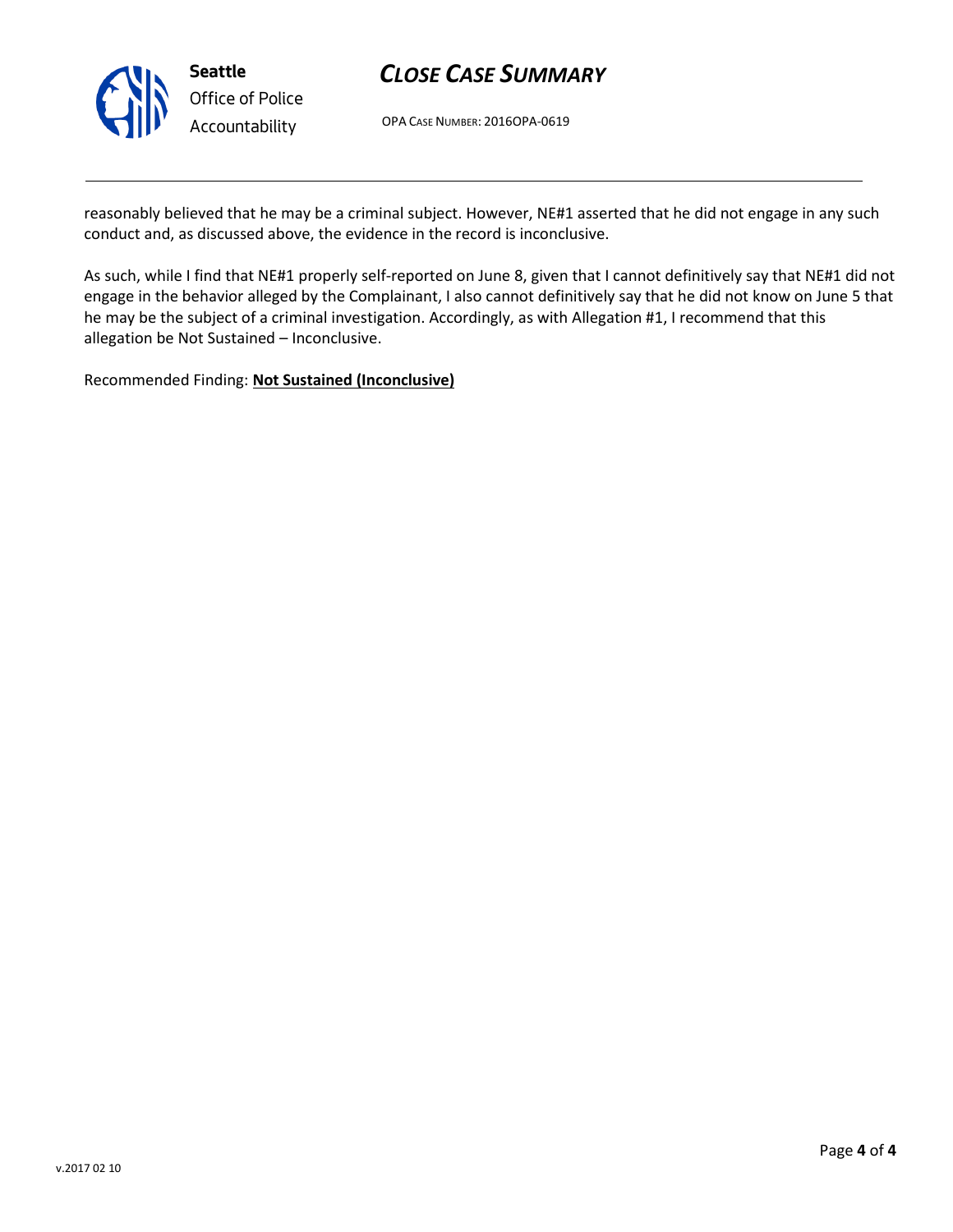reasonably believed that he may be a criminal subject. However, NE#1 asserted that he did not engage in any such conduct and, as discussed above, the evidence in the record is inconclusive.

As such, while I find that NE#1 properly self-reported on June 8, given that I cannot definitively say that NE#1 did not engage in the behavior alleged by the Complainant, I also cannot definitively say that he did not know on June 5 that he may be the subject of a criminal investigation. Accordingly, as with Allegation #1, I recommend that this allegation be Not Sustained – Inconclusive.

Recommended Finding: **Not Sustained (Inconclusive)**